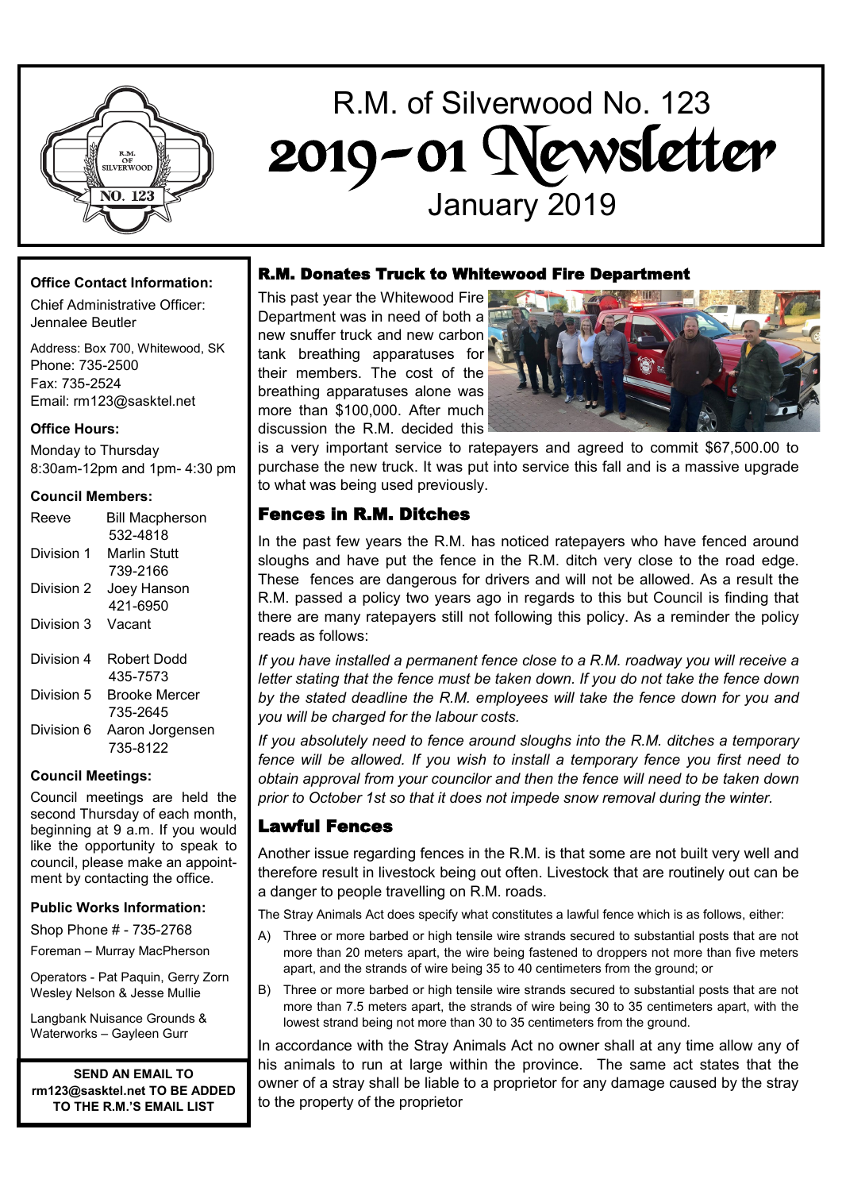# R.M. of Silverwood No. 123

# 2019-01 Newsletter

January 2019

**Office Contact Information:**

Chief Administrative Officer: Jennalee Beutler

Address: Box 700, Whitewood, SK
Phone: 735-2500
Fax: 735-2524
Email: rm123@sasktel.net

**Office Hours:**

Monday to Thursday
8:30am-12pm and 1pm- 4:30 pm

**Council Members:**

| | |
|---|---|
| Reeve | Bill Macpherson 532-4818 |
| Division 1 | Marlin Stutt 739-2166 |
| Division 2 | Joey Hanson 421-6950 |
| Division 3 | Vacant |
| Division 4 | Robert Dodd 435-7573 |
| Division 5 | Brooke Mercer 735-2645 |
| Division 6 | Aaron Jorgensen 735-8122 |

**Council Meetings:**

Council meetings are held the second Thursday of each month, beginning at 9 a.m. If you would like the opportunity to speak to council, please make an appointment by contacting the office.

**Public Works Information:**

Shop Phone # - 735-2768

Foreman – Murray MacPherson

Operators - Pat Paquin, Gerry Zorn Wesley Nelson & Jesse Mullie

Langbank Nuisance Grounds & Waterworks – Gayleen Gurr

**SEND AN EMAIL TO rm123@sasktel.net TO BE ADDED TO THE R.M.'S EMAIL LIST**

## R.M. Donates Truck to Whitewood Fire Department

This past year the Whitewood Fire Department was in need of both a new snuffer truck and new carbon tank breathing apparatuses for their members. The cost of the breathing apparatuses alone was more than $100,000. After much discussion the R.M. decided this is a very important service to ratepayers and agreed to commit $67,500.00 to purchase the new truck. It was put into service this fall and is a massive upgrade to what was being used previously.

## Fences in R.M. Ditches

In the past few years the R.M. has noticed ratepayers who have fenced around sloughs and have put the fence in the R.M. ditch very close to the road edge. These fences are dangerous for drivers and will not be allowed. As a result the R.M. passed a policy two years ago in regards to this but Council is finding that there are many ratepayers still not following this policy. As a reminder the policy reads as follows:

*If you have installed a permanent fence close to a R.M. roadway you will receive a letter stating that the fence must be taken down. If you do not take the fence down by the stated deadline the R.M. employees will take the fence down for you and you will be charged for the labour costs.*

*If you absolutely need to fence around sloughs into the R.M. ditches a temporary fence will be allowed. If you wish to install a temporary fence you first need to obtain approval from your councilor and then the fence will need to be taken down prior to October 1st so that it does not impede snow removal during the winter.*

## Lawful Fences

Another issue regarding fences in the R.M. is that some are not built very well and therefore result in livestock being out often. Livestock that are routinely out can be a danger to people travelling on R.M. roads.

The Stray Animals Act does specify what constitutes a lawful fence which is as follows, either:

A) Three or more barbed or high tensile wire strands secured to substantial posts that are not more than 20 meters apart, and the wire being fastened to droppers not more than five meters apart, and the strands of wire being 35 to 40 centimeters from the ground; or

B) Three or more barbed or high tensile wire strands secured to substantial posts that are not more than 7.5 meters apart, the strands of wire being 30 to 35 centimeters apart, with the lowest strand being not more than 30 to 35 centimeters from the ground.

In accordance with the Stray Animals Act no owner shall at any time allow any of his animals to run at large within the province. The same act states that the owner of a stray shall be liable to a proprietor for any damage caused by the stray to the property of the proprietor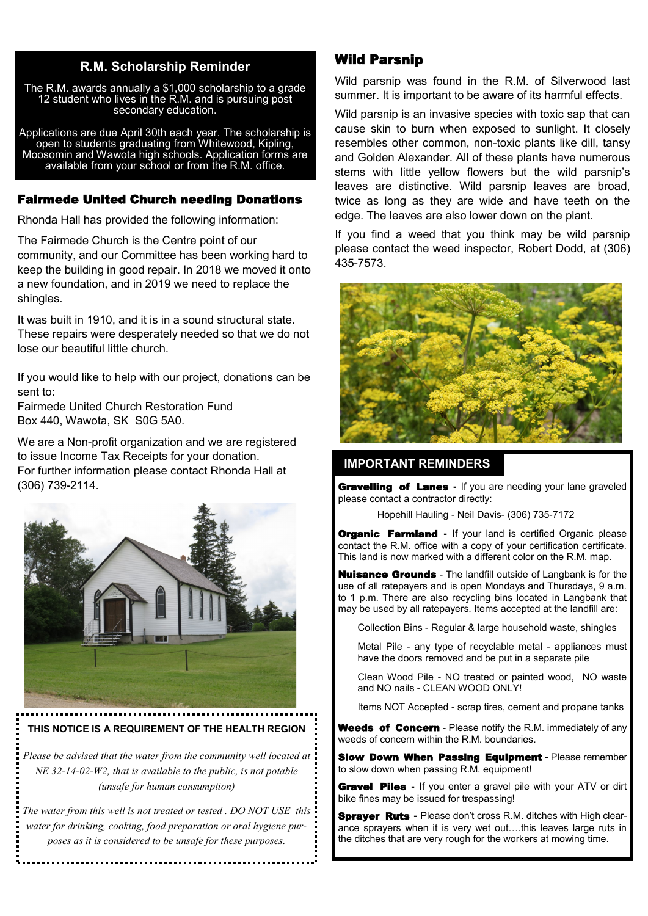## R.M. Scholarship Reminder

The R.M. awards annually a $1,000 scholarship to a grade 12 student who lives in the R.M. and is pursuing post secondary education.

Applications are due April 30th each year. The scholarship is open to students graduating from Whitewood, Kipling, Moosomin and Wawota high schools. Application forms are available from your school or from the R.M. office.

## Fairmede United Church needing Donations

Rhonda Hall has provided the following information:

The Fairmede Church is the Centre point of our community, and our Committee has been working hard to keep the building in good repair. In 2018 we moved it onto a new foundation, and in 2019 we need to replace the shingles.

It was built in 1910, and it is in a sound structural state. These repairs were desperately needed so that we do not lose our beautiful little church.

If you would like to help with our project, donations can be sent to:
Fairmede United Church Restoration Fund
Box 440, Wawota, SK  S0G 5A0.

We are a Non-profit organization and we are registered to issue Income Tax Receipts for your donation.
For further information please contact Rhonda Hall at (306) 739-2114.

**THIS NOTICE IS A REQUIREMENT OF THE HEALTH REGION**

*Please be advised that the water from the community well located at NE 32-14-02-W2, that is available to the public, is not potable (unsafe for human consumption)*

*The water from this well is not treated or tested . DO NOT USE this water for drinking, cooking, food preparation or oral hygiene purposes as it is considered to be unsafe for these purposes.*

## Wild Parsnip

Wild parsnip was found in the R.M. of Silverwood last summer. It is important to be aware of its harmful effects.

Wild parsnip is an invasive species with toxic sap that can cause skin to burn when exposed to sunlight. It closely resembles other common, non-toxic plants like dill, tansy and Golden Alexander. All of these plants have numerous stems with little yellow flowers but the wild parsnip's leaves are distinctive. Wild parsnip leaves are broad, twice as long as they are wide and have teeth on the edge. The leaves are also lower down on the plant.

If you find a weed that you think may be wild parsnip please contact the weed inspector, Robert Dodd, at (306) 435-7573.

## IMPORTANT REMINDERS

**Gravelling of Lanes** - If you are needing your lane graveled please contact a contractor directly:

Hopehill Hauling - Neil Davis- (306) 735-7172

**Organic Farmland** - If your land is certified Organic please contact the R.M. office with a copy of your certification certificate. This land is now marked with a different color on the R.M. map.

**Nuisance Grounds** - The landfill outside of Langbank is for the use of all ratepayers and is open Mondays and Thursdays, 9 a.m. to 1 p.m. There are also recycling bins located in Langbank that may be used by all ratepayers. Items accepted at the landfill are:

Collection Bins - Regular & large household waste, shingles

Metal Pile - any type of recyclable metal - appliances must have the doors removed and be put in a separate pile

Clean Wood Pile - NO treated or painted wood,  NO waste and NO nails - CLEAN WOOD ONLY!

Items NOT Accepted - scrap tires, cement and propane tanks

**Weeds of Concern** - Please notify the R.M. immediately of any weeds of concern within the R.M. boundaries.

**Slow Down When Passing Equipment** - Please remember to slow down when passing R.M. equipment!

**Gravel Piles** - If you enter a gravel pile with your ATV or dirt bike fines may be issued for trespassing!

**Sprayer Ruts** - Please don't cross R.M. ditches with High clearance sprayers when it is very wet out….this leaves large ruts in the ditches that are very rough for the workers at mowing time.